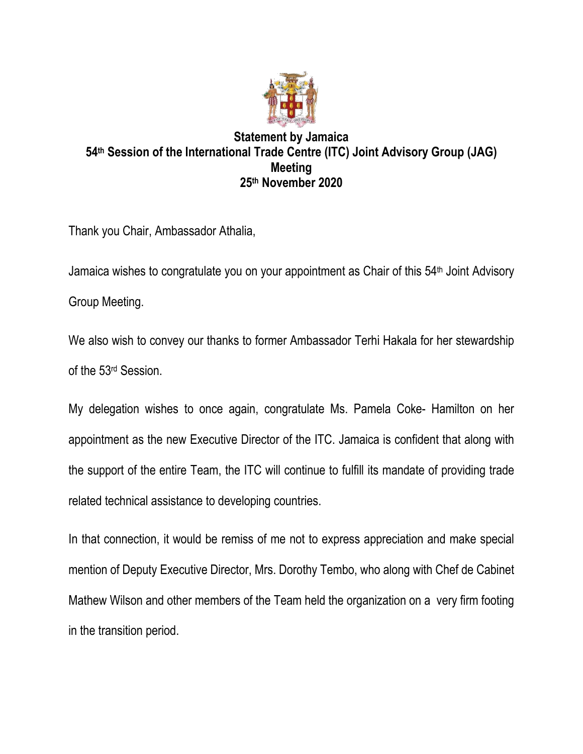**Statement by Jamaica**
**54th Session of the International Trade Centre (ITC) Joint Advisory Group (JAG) Meeting**
**25th November 2020**

Thank you Chair, Ambassador Athalia,

Jamaica wishes to congratulate you on your appointment as Chair of this 54th Joint Advisory Group Meeting.

We also wish to convey our thanks to former Ambassador Terhi Hakala for her stewardship of the 53rd Session.

My delegation wishes to once again, congratulate Ms. Pamela Coke- Hamilton on her appointment as the new Executive Director of the ITC. Jamaica is confident that along with the support of the entire Team, the ITC will continue to fulfill its mandate of providing trade related technical assistance to developing countries.

In that connection, it would be remiss of me not to express appreciation and make special mention of Deputy Executive Director, Mrs. Dorothy Tembo, who along with Chef de Cabinet Mathew Wilson and other members of the Team held the organization on a very firm footing in the transition period.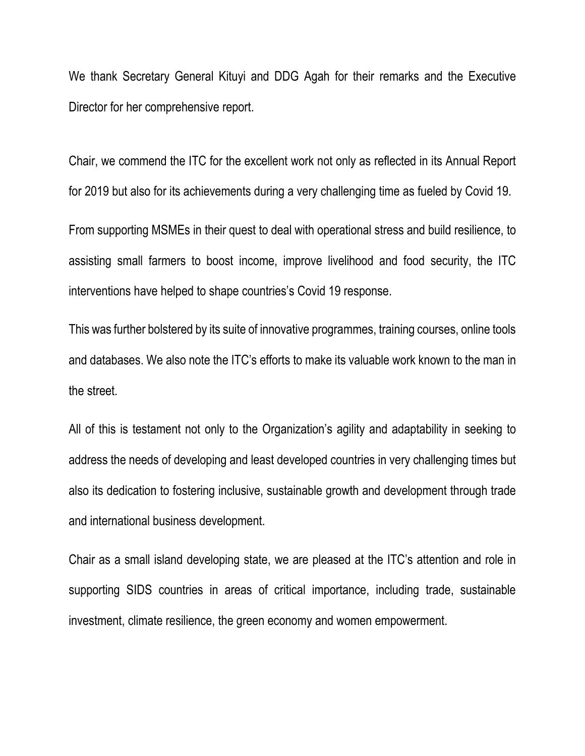We thank Secretary General Kituyi and DDG Agah for their remarks and the Executive Director for her comprehensive report.

Chair, we commend the ITC for the excellent work not only as reflected in its Annual Report for 2019 but also for its achievements during a very challenging time as fueled by Covid 19.

From supporting MSMEs in their quest to deal with operational stress and build resilience, to assisting small farmers to boost income, improve livelihood and food security, the ITC interventions have helped to shape countries's Covid 19 response.

This was further bolstered by its suite of innovative programmes, training courses, online tools and databases. We also note the ITC's efforts to make its valuable work known to the man in the street.

All of this is testament not only to the Organization's agility and adaptability in seeking to address the needs of developing and least developed countries in very challenging times but also its dedication to fostering inclusive, sustainable growth and development through trade and international business development.

Chair as a small island developing state, we are pleased at the ITC's attention and role in supporting SIDS countries in areas of critical importance, including trade, sustainable investment, climate resilience, the green economy and women empowerment.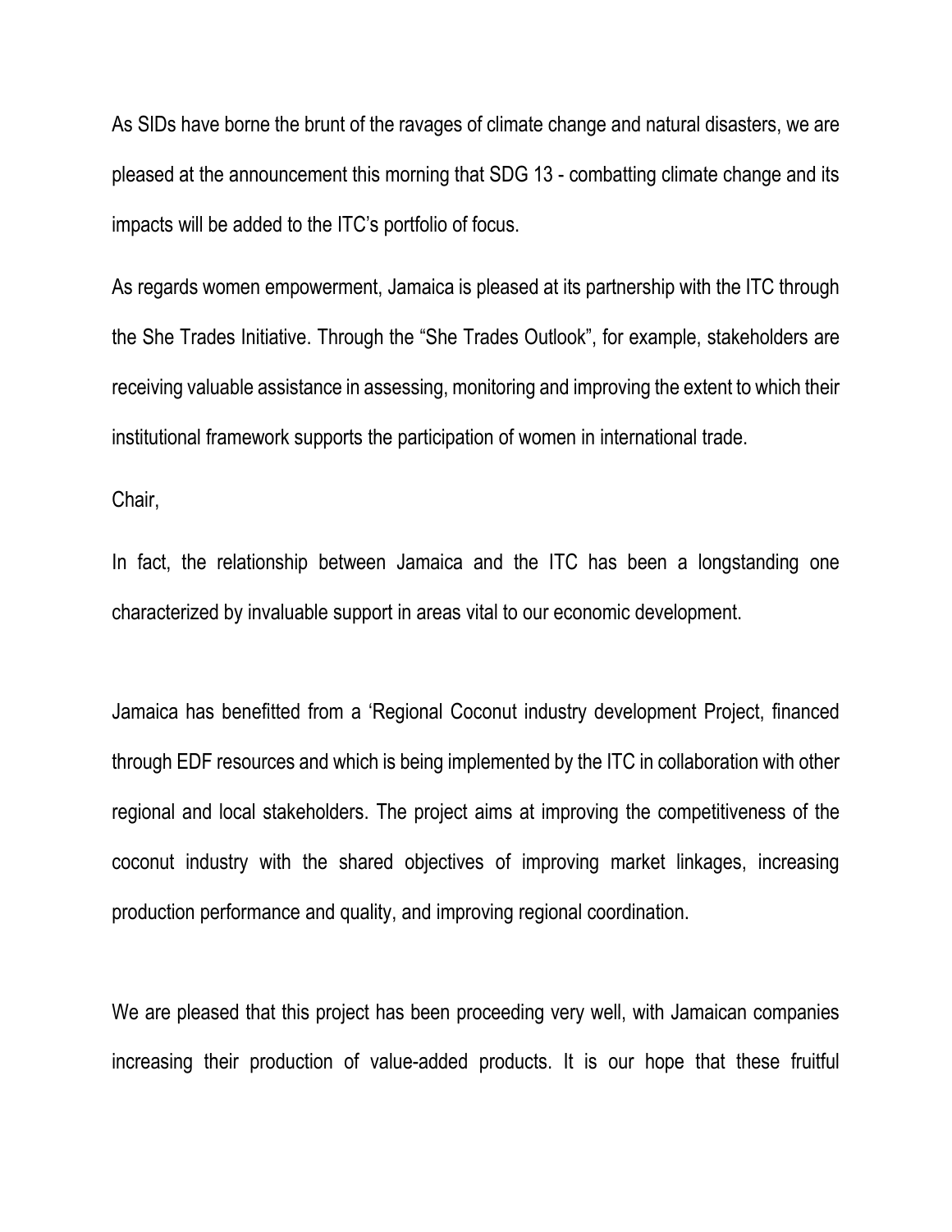As SIDs have borne the brunt of the ravages of climate change and natural disasters, we are pleased at the announcement this morning that SDG 13 - combatting climate change and its impacts will be added to the ITC's portfolio of focus.

As regards women empowerment, Jamaica is pleased at its partnership with the ITC through the She Trades Initiative. Through the "She Trades Outlook", for example, stakeholders are receiving valuable assistance in assessing, monitoring and improving the extent to which their institutional framework supports the participation of women in international trade.

Chair,

In fact, the relationship between Jamaica and the ITC has been a longstanding one characterized by invaluable support in areas vital to our economic development.

Jamaica has benefitted from a 'Regional Coconut industry development Project, financed through EDF resources and which is being implemented by the ITC in collaboration with other regional and local stakeholders. The project aims at improving the competitiveness of the coconut industry with the shared objectives of improving market linkages, increasing production performance and quality, and improving regional coordination.

We are pleased that this project has been proceeding very well, with Jamaican companies increasing their production of value-added products. It is our hope that these fruitful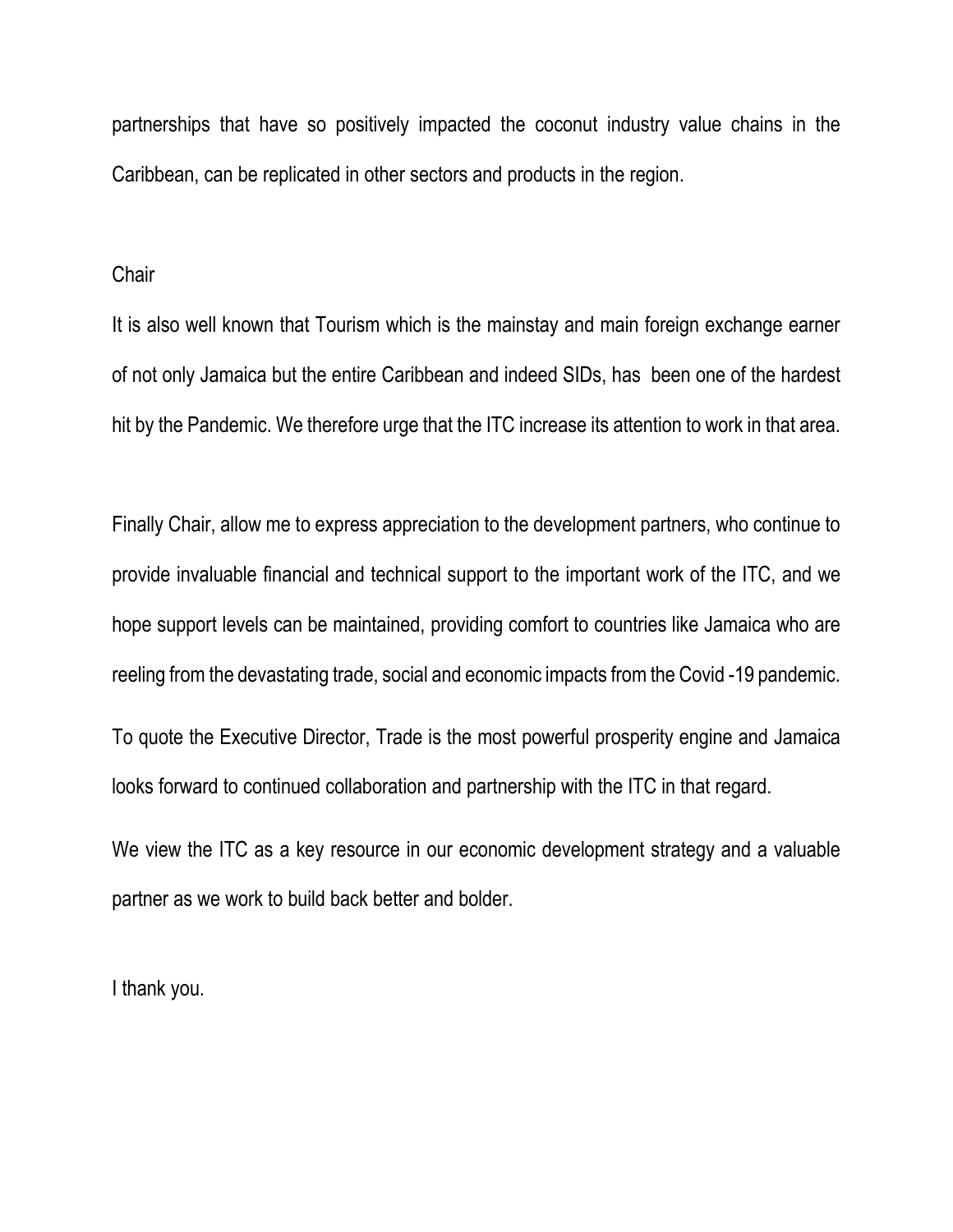partnerships that have so positively impacted the coconut industry value chains in the Caribbean, can be replicated in other sectors and products in the region.

Chair

It is also well known that Tourism which is the mainstay and main foreign exchange earner of not only Jamaica but the entire Caribbean and indeed SIDs, has been one of the hardest hit by the Pandemic. We therefore urge that the ITC increase its attention to work in that area.

Finally Chair, allow me to express appreciation to the development partners, who continue to provide invaluable financial and technical support to the important work of the ITC, and we hope support levels can be maintained, providing comfort to countries like Jamaica who are reeling from the devastating trade, social and economic impacts from the Covid -19 pandemic.

To quote the Executive Director, Trade is the most powerful prosperity engine and Jamaica looks forward to continued collaboration and partnership with the ITC in that regard.

We view the ITC as a key resource in our economic development strategy and a valuable partner as we work to build back better and bolder.

I thank you.